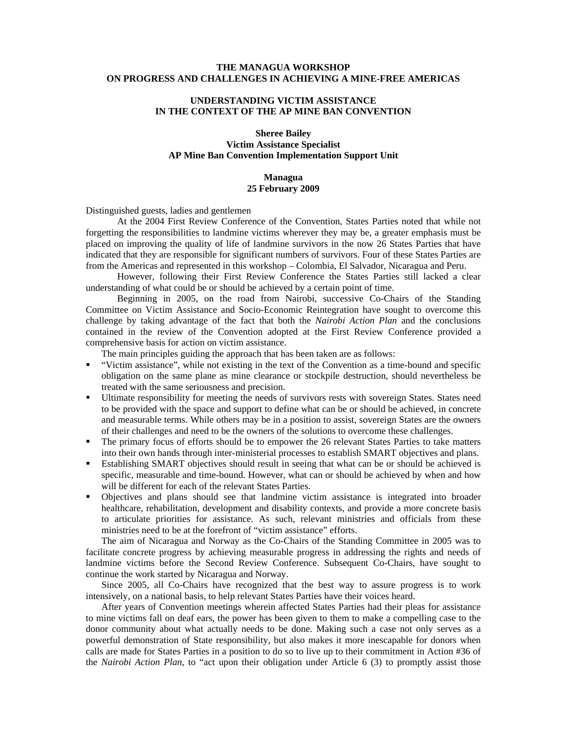# THE MANAGUA WORKSHOP ON PROGRESS AND CHALLENGES IN ACHIEVING A MINE-FREE AMERICAS

## UNDERSTANDING VICTIM ASSISTANCE IN THE CONTEXT OF THE AP MINE BAN CONVENTION

**Sheree Bailey**
**Victim Assistance Specialist**
**AP Mine Ban Convention Implementation Support Unit**

**Managua**
**25 February 2009**

Distinguished guests, ladies and gentlemen

At the 2004 First Review Conference of the Convention, States Parties noted that while not forgetting the responsibilities to landmine victims wherever they may be, a greater emphasis must be placed on improving the quality of life of landmine survivors in the now 26 States Parties that have indicated that they are responsible for significant numbers of survivors. Four of these States Parties are from the Americas and represented in this workshop – Colombia, El Salvador, Nicaragua and Peru.

However, following their First Review Conference the States Parties still lacked a clear understanding of what could be or should be achieved by a certain point of time.

Beginning in 2005, on the road from Nairobi, successive Co-Chairs of the Standing Committee on Victim Assistance and Socio-Economic Reintegration have sought to overcome this challenge by taking advantage of the fact that both the *Nairobi Action Plan* and the conclusions contained in the review of the Convention adopted at the First Review Conference provided a comprehensive basis for action on victim assistance.

The main principles guiding the approach that has been taken are as follows:

- "Victim assistance", while not existing in the text of the Convention as a time-bound and specific obligation on the same plane as mine clearance or stockpile destruction, should nevertheless be treated with the same seriousness and precision.
- Ultimate responsibility for meeting the needs of survivors rests with sovereign States. States need to be provided with the space and support to define what can be or should be achieved, in concrete and measurable terms. While others may be in a position to assist, sovereign States are the owners of their challenges and need to be the owners of the solutions to overcome these challenges.
- The primary focus of efforts should be to empower the 26 relevant States Parties to take matters into their own hands through inter-ministerial processes to establish SMART objectives and plans.
- Establishing SMART objectives should result in seeing that what can be or should be achieved is specific, measurable and time-bound. However, what can or should be achieved by when and how will be different for each of the relevant States Parties.
- Objectives and plans should see that landmine victim assistance is integrated into broader healthcare, rehabilitation, development and disability contexts, and provide a more concrete basis to articulate priorities for assistance. As such, relevant ministries and officials from these ministries need to be at the forefront of "victim assistance" efforts.

The aim of Nicaragua and Norway as the Co-Chairs of the Standing Committee in 2005 was to facilitate concrete progress by achieving measurable progress in addressing the rights and needs of landmine victims before the Second Review Conference. Subsequent Co-Chairs, have sought to continue the work started by Nicaragua and Norway.

Since 2005, all Co-Chairs have recognized that the best way to assure progress is to work intensively, on a national basis, to help relevant States Parties have their voices heard.

After years of Convention meetings wherein affected States Parties had their pleas for assistance to mine victims fall on deaf ears, the power has been given to them to make a compelling case to the donor community about what actually needs to be done. Making such a case not only serves as a powerful demonstration of State responsibility, but also makes it more inescapable for donors when calls are made for States Parties in a position to do so to live up to their commitment in Action #36 of the *Nairobi Action Plan*, to "act upon their obligation under Article 6 (3) to promptly assist those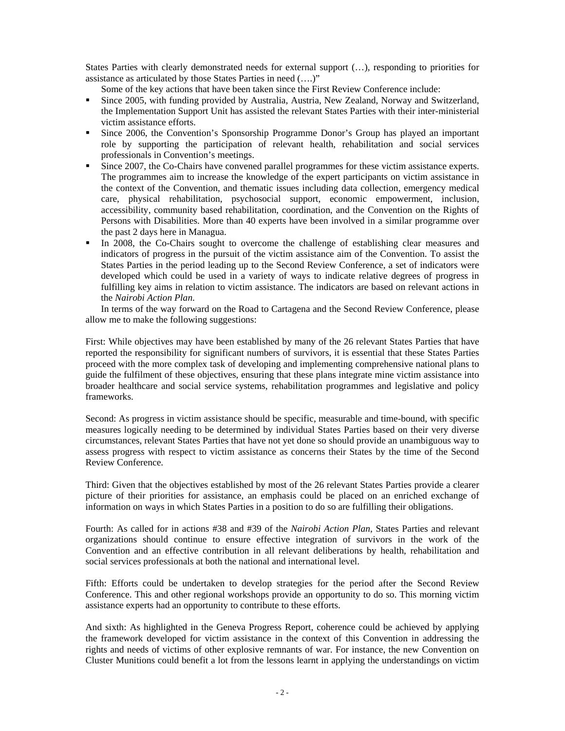States Parties with clearly demonstrated needs for external support (…), responding to priorities for assistance as articulated by those States Parties in need (….)"

Some of the key actions that have been taken since the First Review Conference include:

- Since 2005, with funding provided by Australia, Austria, New Zealand, Norway and Switzerland, the Implementation Support Unit has assisted the relevant States Parties with their inter-ministerial victim assistance efforts.
- Since 2006, the Convention's Sponsorship Programme Donor's Group has played an important role by supporting the participation of relevant health, rehabilitation and social services professionals in Convention's meetings.
- Since 2007, the Co-Chairs have convened parallel programmes for these victim assistance experts. The programmes aim to increase the knowledge of the expert participants on victim assistance in the context of the Convention, and thematic issues including data collection, emergency medical care, physical rehabilitation, psychosocial support, economic empowerment, inclusion, accessibility, community based rehabilitation, coordination, and the Convention on the Rights of Persons with Disabilities. More than 40 experts have been involved in a similar programme over the past 2 days here in Managua.
- In 2008, the Co-Chairs sought to overcome the challenge of establishing clear measures and indicators of progress in the pursuit of the victim assistance aim of the Convention. To assist the States Parties in the period leading up to the Second Review Conference, a set of indicators were developed which could be used in a variety of ways to indicate relative degrees of progress in fulfilling key aims in relation to victim assistance. The indicators are based on relevant actions in the *Nairobi Action Plan.*

In terms of the way forward on the Road to Cartagena and the Second Review Conference, please allow me to make the following suggestions:

First: While objectives may have been established by many of the 26 relevant States Parties that have reported the responsibility for significant numbers of survivors, it is essential that these States Parties proceed with the more complex task of developing and implementing comprehensive national plans to guide the fulfilment of these objectives, ensuring that these plans integrate mine victim assistance into broader healthcare and social service systems, rehabilitation programmes and legislative and policy frameworks.

Second: As progress in victim assistance should be specific, measurable and time-bound, with specific measures logically needing to be determined by individual States Parties based on their very diverse circumstances, relevant States Parties that have not yet done so should provide an unambiguous way to assess progress with respect to victim assistance as concerns their States by the time of the Second Review Conference.

Third: Given that the objectives established by most of the 26 relevant States Parties provide a clearer picture of their priorities for assistance, an emphasis could be placed on an enriched exchange of information on ways in which States Parties in a position to do so are fulfilling their obligations.

Fourth: As called for in actions #38 and #39 of the *Nairobi Action Plan*, States Parties and relevant organizations should continue to ensure effective integration of survivors in the work of the Convention and an effective contribution in all relevant deliberations by health, rehabilitation and social services professionals at both the national and international level.

Fifth: Efforts could be undertaken to develop strategies for the period after the Second Review Conference. This and other regional workshops provide an opportunity to do so. This morning victim assistance experts had an opportunity to contribute to these efforts.

And sixth: As highlighted in the Geneva Progress Report, coherence could be achieved by applying the framework developed for victim assistance in the context of this Convention in addressing the rights and needs of victims of other explosive remnants of war. For instance, the new Convention on Cluster Munitions could benefit a lot from the lessons learnt in applying the understandings on victim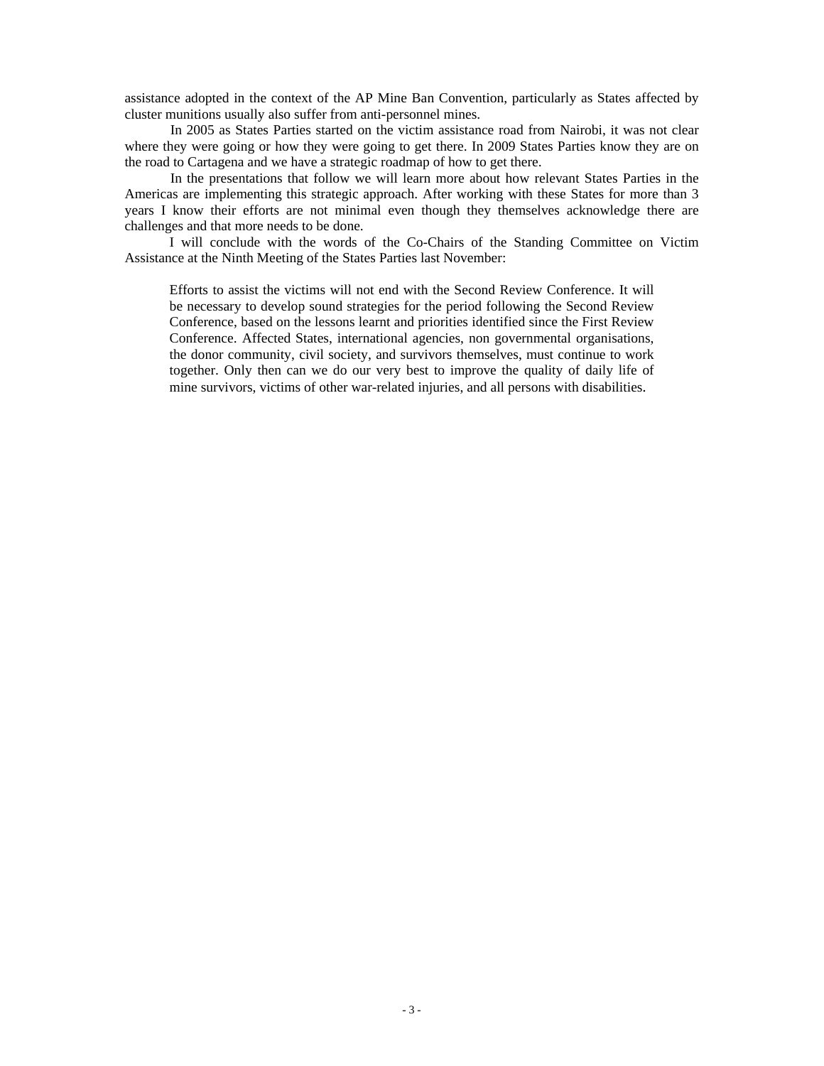assistance adopted in the context of the AP Mine Ban Convention, particularly as States affected by cluster munitions usually also suffer from anti-personnel mines.

In 2005 as States Parties started on the victim assistance road from Nairobi, it was not clear where they were going or how they were going to get there. In 2009 States Parties know they are on the road to Cartagena and we have a strategic roadmap of how to get there.

In the presentations that follow we will learn more about how relevant States Parties in the Americas are implementing this strategic approach. After working with these States for more than 3 years I know their efforts are not minimal even though they themselves acknowledge there are challenges and that more needs to be done.

I will conclude with the words of the Co-Chairs of the Standing Committee on Victim Assistance at the Ninth Meeting of the States Parties last November:

> Efforts to assist the victims will not end with the Second Review Conference. It will be necessary to develop sound strategies for the period following the Second Review Conference, based on the lessons learnt and priorities identified since the First Review Conference. Affected States, international agencies, non governmental organisations, the donor community, civil society, and survivors themselves, must continue to work together. Only then can we do our very best to improve the quality of daily life of mine survivors, victims of other war-related injuries, and all persons with disabilities.